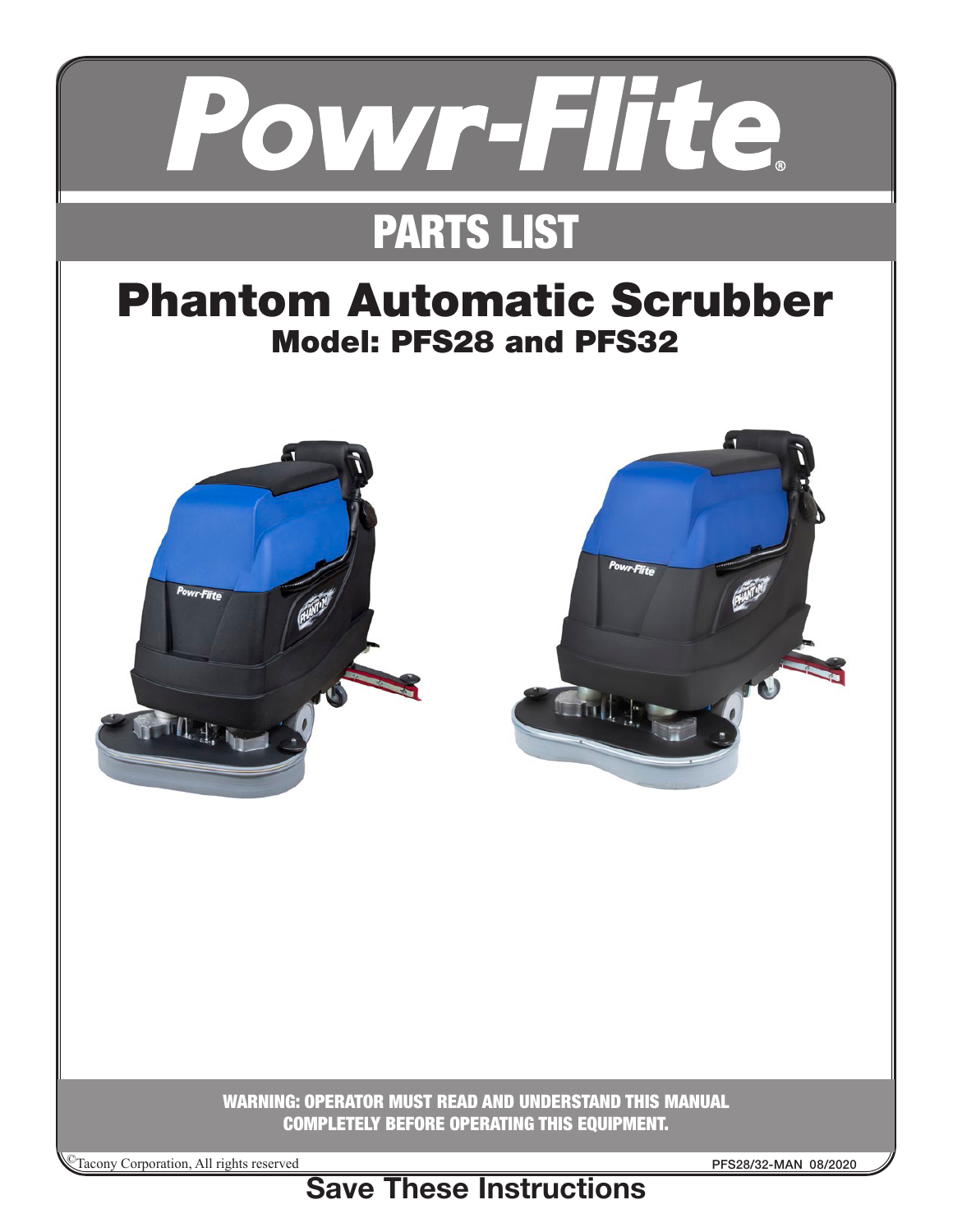# Powr-Flite®

## PARTS LIST

# Phantom Automatic Scrubber

## Model: PFS28 and PFS32

**WARNING: OPERATOR MUST READ AND UNDERSTAND THIS MANUAL COMPLETELY BEFORE OPERATING THIS EQUIPMENT.**

©Tacony Corporation, All rights reserved

PFS28/32-MAN 08/2020

**Save These Instructions**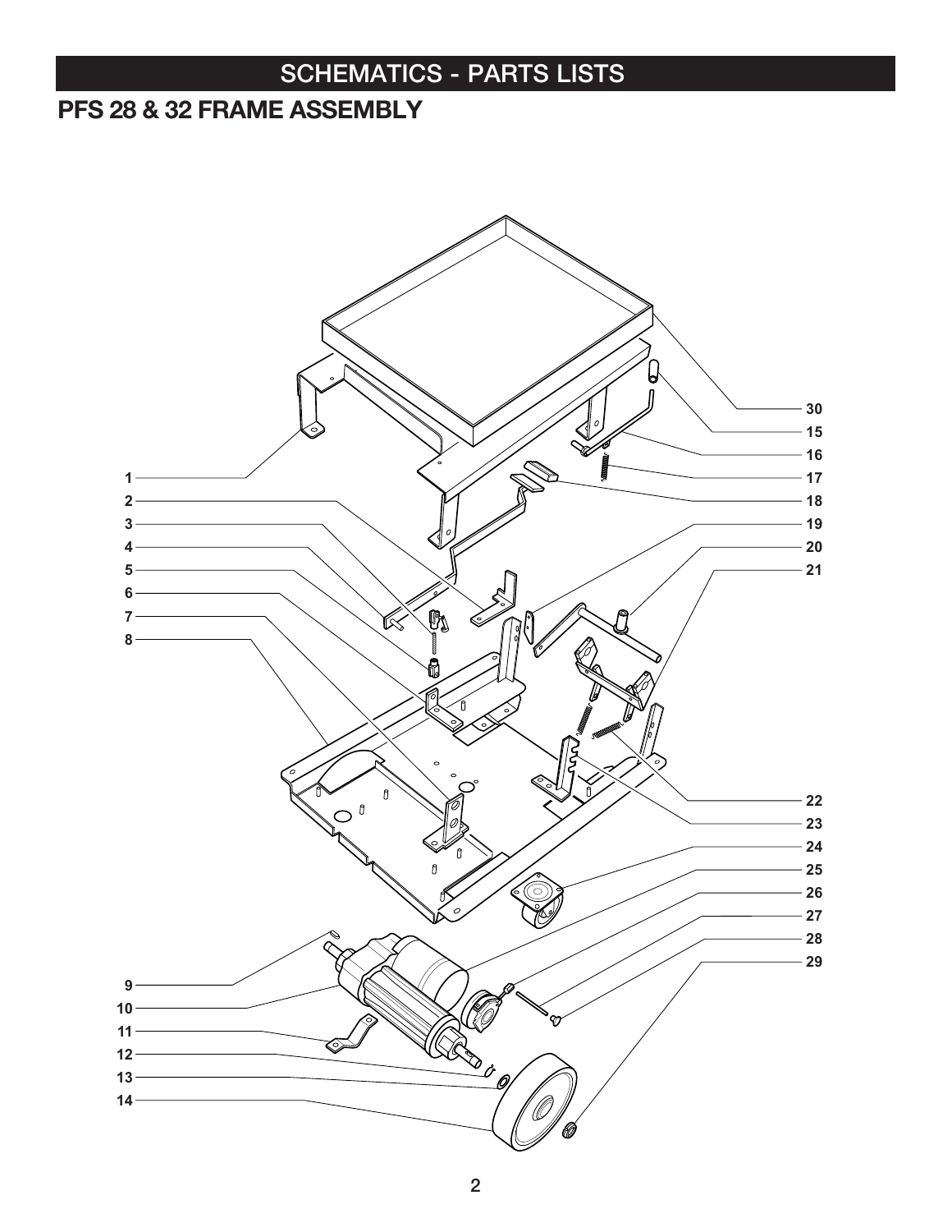# SCHEMATICS - PARTS LISTS

## PFS 28 & 32 FRAME ASSEMBLY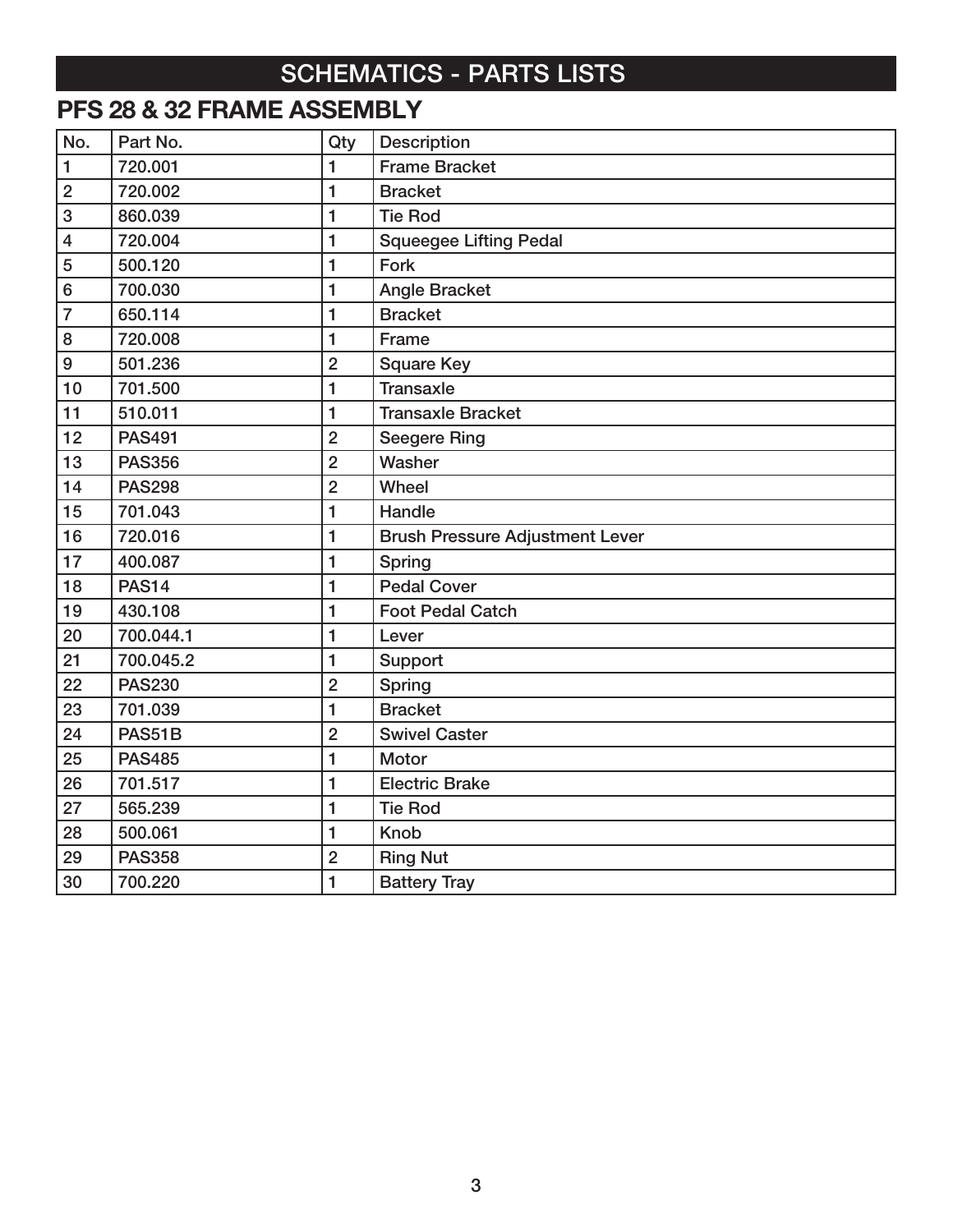# SCHEMATICS - PARTS LISTS

## PFS 28 & 32 FRAME ASSEMBLY

| No. | Part No. | Qty | Description |
|---|---|---|---|
| 1 | 720.001 | 1 | Frame Bracket |
| 2 | 720.002 | 1 | Bracket |
| 3 | 860.039 | 1 | Tie Rod |
| 4 | 720.004 | 1 | Squeegee Lifting Pedal |
| 5 | 500.120 | 1 | Fork |
| 6 | 700.030 | 1 | Angle Bracket |
| 7 | 650.114 | 1 | Bracket |
| 8 | 720.008 | 1 | Frame |
| 9 | 501.236 | 2 | Square Key |
| 10 | 701.500 | 1 | Transaxle |
| 11 | 510.011 | 1 | Transaxle Bracket |
| 12 | PAS491 | 2 | Seegere Ring |
| 13 | PAS356 | 2 | Washer |
| 14 | PAS298 | 2 | Wheel |
| 15 | 701.043 | 1 | Handle |
| 16 | 720.016 | 1 | Brush Pressure Adjustment Lever |
| 17 | 400.087 | 1 | Spring |
| 18 | PAS14 | 1 | Pedal Cover |
| 19 | 430.108 | 1 | Foot Pedal Catch |
| 20 | 700.044.1 | 1 | Lever |
| 21 | 700.045.2 | 1 | Support |
| 22 | PAS230 | 2 | Spring |
| 23 | 701.039 | 1 | Bracket |
| 24 | PAS51B | 2 | Swivel Caster |
| 25 | PAS485 | 1 | Motor |
| 26 | 701.517 | 1 | Electric Brake |
| 27 | 565.239 | 1 | Tie Rod |
| 28 | 500.061 | 1 | Knob |
| 29 | PAS358 | 2 | Ring Nut |
| 30 | 700.220 | 1 | Battery Tray |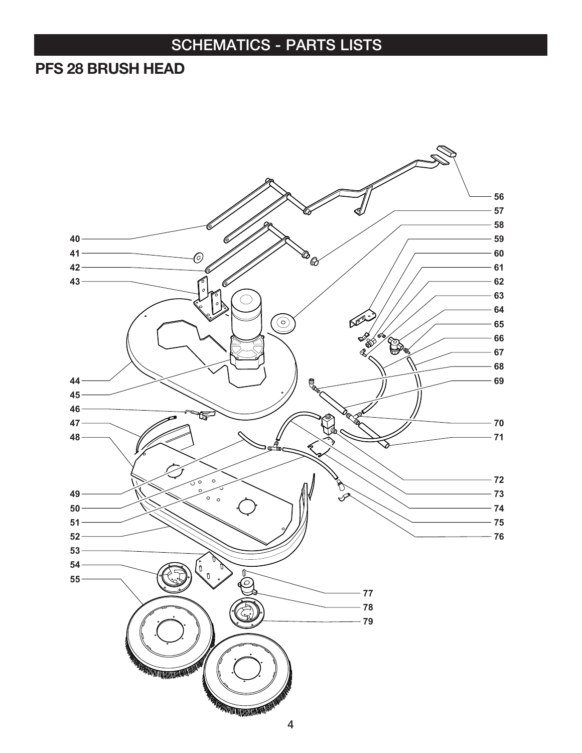## SCHEMATICS - PARTS LISTS

## PFS 28 BRUSH HEAD

40
41
42
43
44
45
46
47
48
49
50
51
52
53
54
55
56
57
58
59
60
61
62
63
64
65
66
67
68
69
70
71
72
73
74
75
76
77
78
79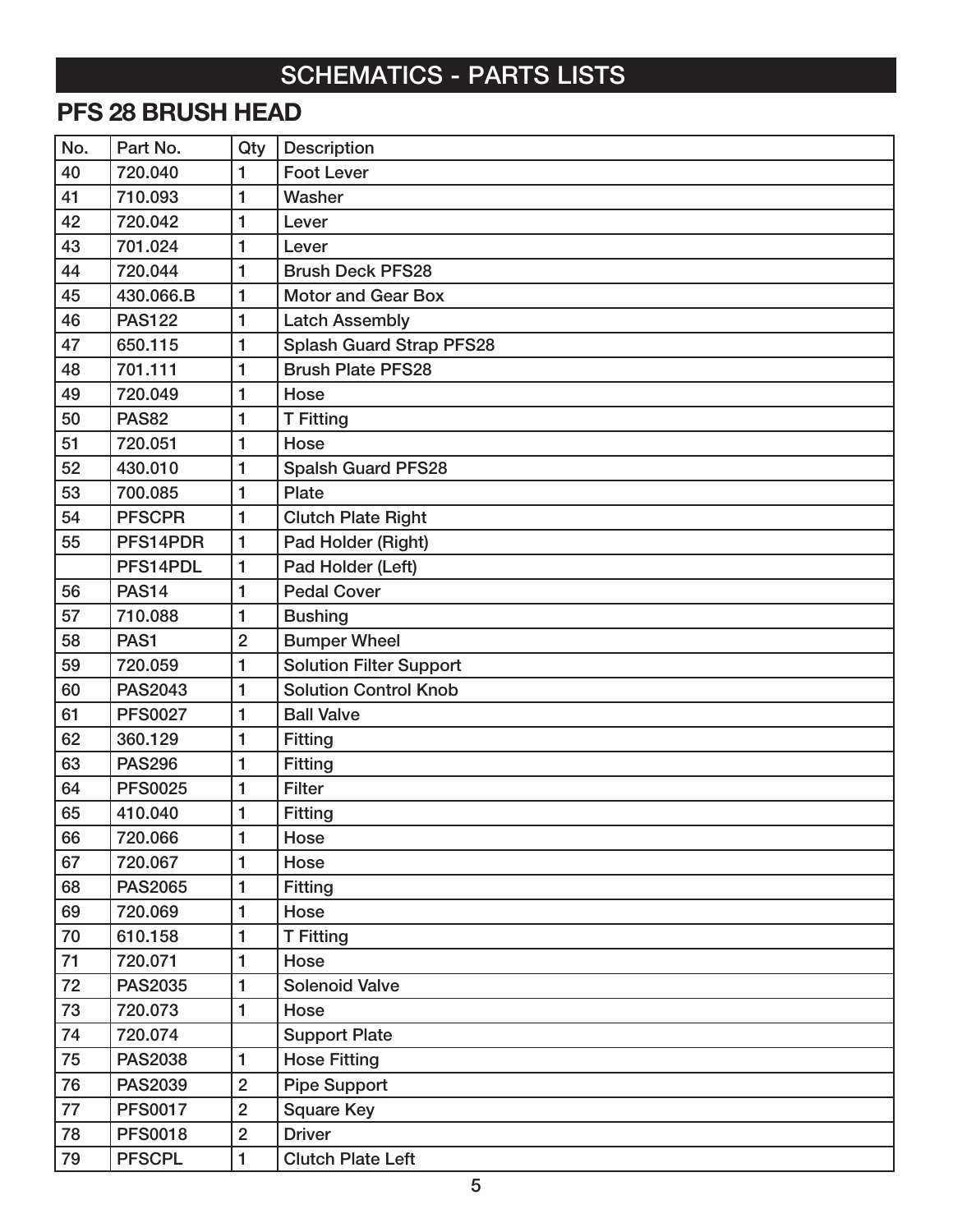# SCHEMATICS - PARTS LISTS

## PFS 28 BRUSH HEAD

| No. | Part No. | Qty | Description |
|---|---|---|---|
| 40 | 720.040 | 1 | Foot Lever |
| 41 | 710.093 | 1 | Washer |
| 42 | 720.042 | 1 | Lever |
| 43 | 701.024 | 1 | Lever |
| 44 | 720.044 | 1 | Brush Deck PFS28 |
| 45 | 430.066.B | 1 | Motor and Gear Box |
| 46 | PAS122 | 1 | Latch Assembly |
| 47 | 650.115 | 1 | Splash Guard Strap PFS28 |
| 48 | 701.111 | 1 | Brush Plate PFS28 |
| 49 | 720.049 | 1 | Hose |
| 50 | PAS82 | 1 | T Fitting |
| 51 | 720.051 | 1 | Hose |
| 52 | 430.010 | 1 | Spalsh Guard PFS28 |
| 53 | 700.085 | 1 | Plate |
| 54 | PFSCPR | 1 | Clutch Plate Right |
| 55 | PFS14PDR | 1 | Pad Holder (Right) |
|  | PFS14PDL | 1 | Pad Holder (Left) |
| 56 | PAS14 | 1 | Pedal Cover |
| 57 | 710.088 | 1 | Bushing |
| 58 | PAS1 | 2 | Bumper Wheel |
| 59 | 720.059 | 1 | Solution Filter Support |
| 60 | PAS2043 | 1 | Solution Control Knob |
| 61 | PFS0027 | 1 | Ball Valve |
| 62 | 360.129 | 1 | Fitting |
| 63 | PAS296 | 1 | Fitting |
| 64 | PFS0025 | 1 | Filter |
| 65 | 410.040 | 1 | Fitting |
| 66 | 720.066 | 1 | Hose |
| 67 | 720.067 | 1 | Hose |
| 68 | PAS2065 | 1 | Fitting |
| 69 | 720.069 | 1 | Hose |
| 70 | 610.158 | 1 | T Fitting |
| 71 | 720.071 | 1 | Hose |
| 72 | PAS2035 | 1 | Solenoid Valve |
| 73 | 720.073 | 1 | Hose |
| 74 | 720.074 |  | Support Plate |
| 75 | PAS2038 | 1 | Hose Fitting |
| 76 | PAS2039 | 2 | Pipe Support |
| 77 | PFS0017 | 2 | Square Key |
| 78 | PFS0018 | 2 | Driver |
| 79 | PFSCPL | 1 | Clutch Plate Left |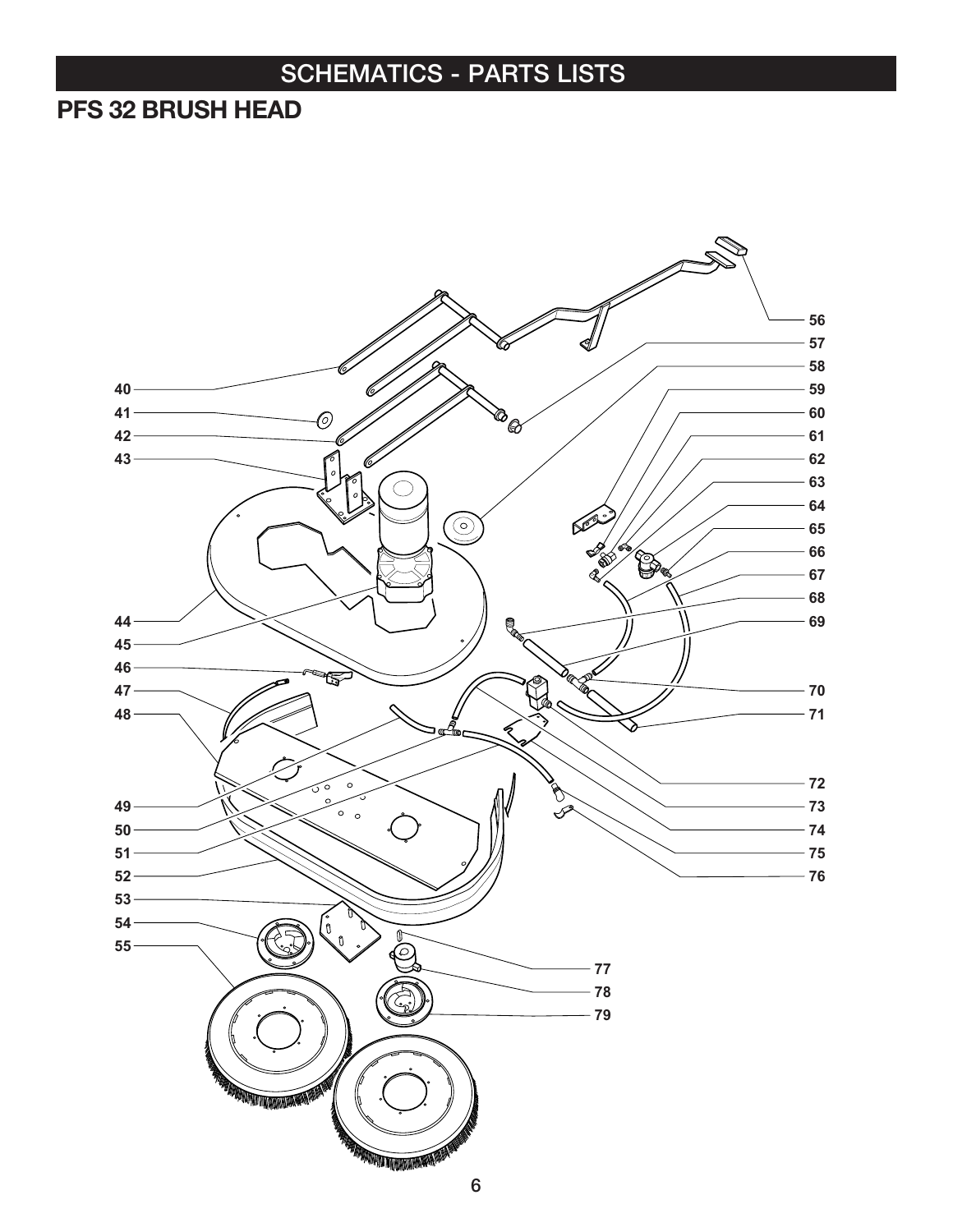# SCHEMATICS - PARTS LISTS

## PFS 32 BRUSH HEAD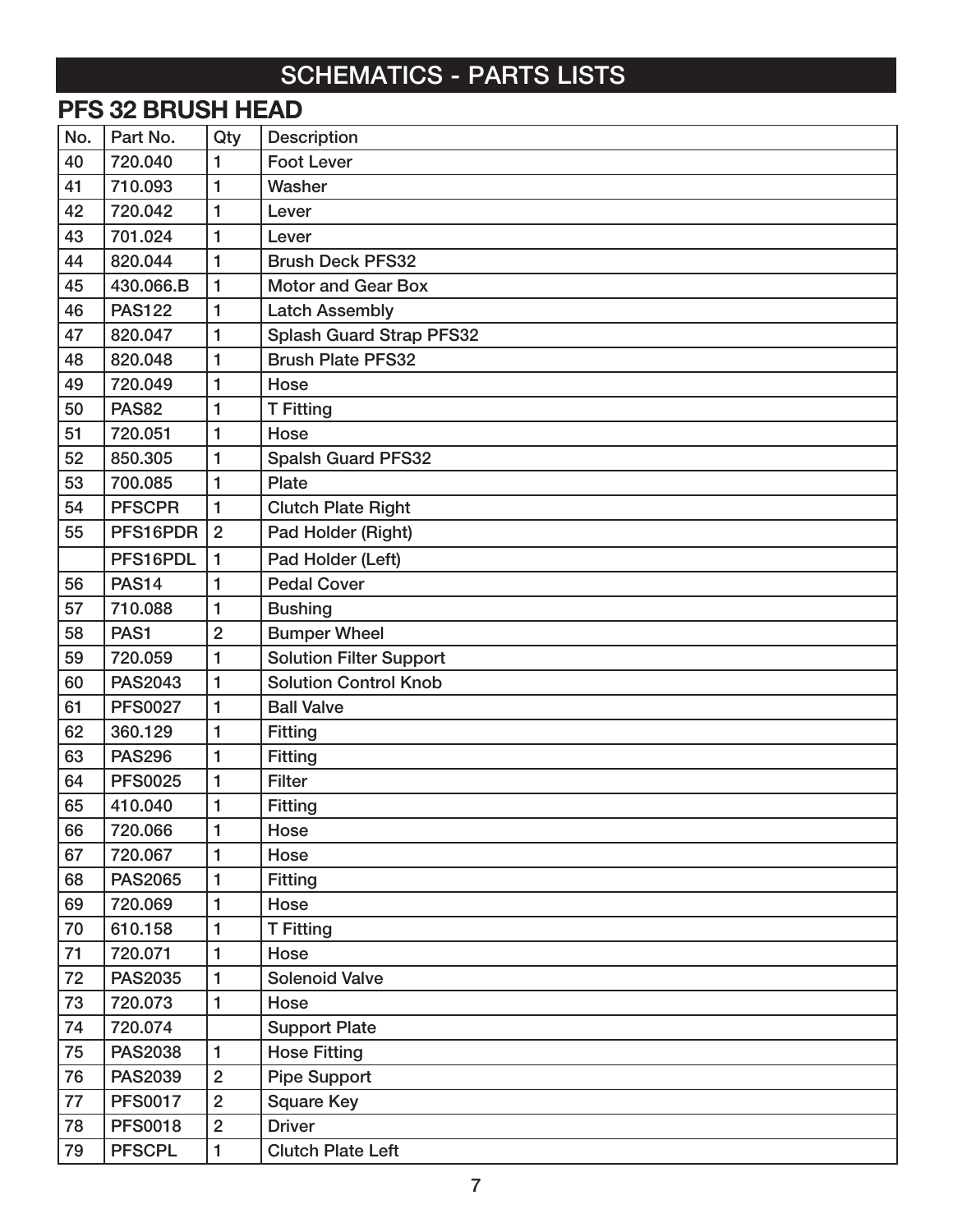# SCHEMATICS - PARTS LISTS

## PFS 32 BRUSH HEAD

| No. | Part No. | Qty | Description |
|---|---|---|---|
| 40 | 720.040 | 1 | Foot Lever |
| 41 | 710.093 | 1 | Washer |
| 42 | 720.042 | 1 | Lever |
| 43 | 701.024 | 1 | Lever |
| 44 | 820.044 | 1 | Brush Deck PFS32 |
| 45 | 430.066.B | 1 | Motor and Gear Box |
| 46 | PAS122 | 1 | Latch Assembly |
| 47 | 820.047 | 1 | Splash Guard Strap PFS32 |
| 48 | 820.048 | 1 | Brush Plate PFS32 |
| 49 | 720.049 | 1 | Hose |
| 50 | PAS82 | 1 | T Fitting |
| 51 | 720.051 | 1 | Hose |
| 52 | 850.305 | 1 | Spalsh Guard PFS32 |
| 53 | 700.085 | 1 | Plate |
| 54 | PFSCPR | 1 | Clutch Plate Right |
| 55 | PFS16PDR | 2 | Pad Holder (Right) |
| | PFS16PDL | 1 | Pad Holder (Left) |
| 56 | PAS14 | 1 | Pedal Cover |
| 57 | 710.088 | 1 | Bushing |
| 58 | PAS1 | 2 | Bumper Wheel |
| 59 | 720.059 | 1 | Solution Filter Support |
| 60 | PAS2043 | 1 | Solution Control Knob |
| 61 | PFS0027 | 1 | Ball Valve |
| 62 | 360.129 | 1 | Fitting |
| 63 | PAS296 | 1 | Fitting |
| 64 | PFS0025 | 1 | Filter |
| 65 | 410.040 | 1 | Fitting |
| 66 | 720.066 | 1 | Hose |
| 67 | 720.067 | 1 | Hose |
| 68 | PAS2065 | 1 | Fitting |
| 69 | 720.069 | 1 | Hose |
| 70 | 610.158 | 1 | T Fitting |
| 71 | 720.071 | 1 | Hose |
| 72 | PAS2035 | 1 | Solenoid Valve |
| 73 | 720.073 | 1 | Hose |
| 74 | 720.074 | | Support Plate |
| 75 | PAS2038 | 1 | Hose Fitting |
| 76 | PAS2039 | 2 | Pipe Support |
| 77 | PFS0017 | 2 | Square Key |
| 78 | PFS0018 | 2 | Driver |
| 79 | PFSCPL | 1 | Clutch Plate Left |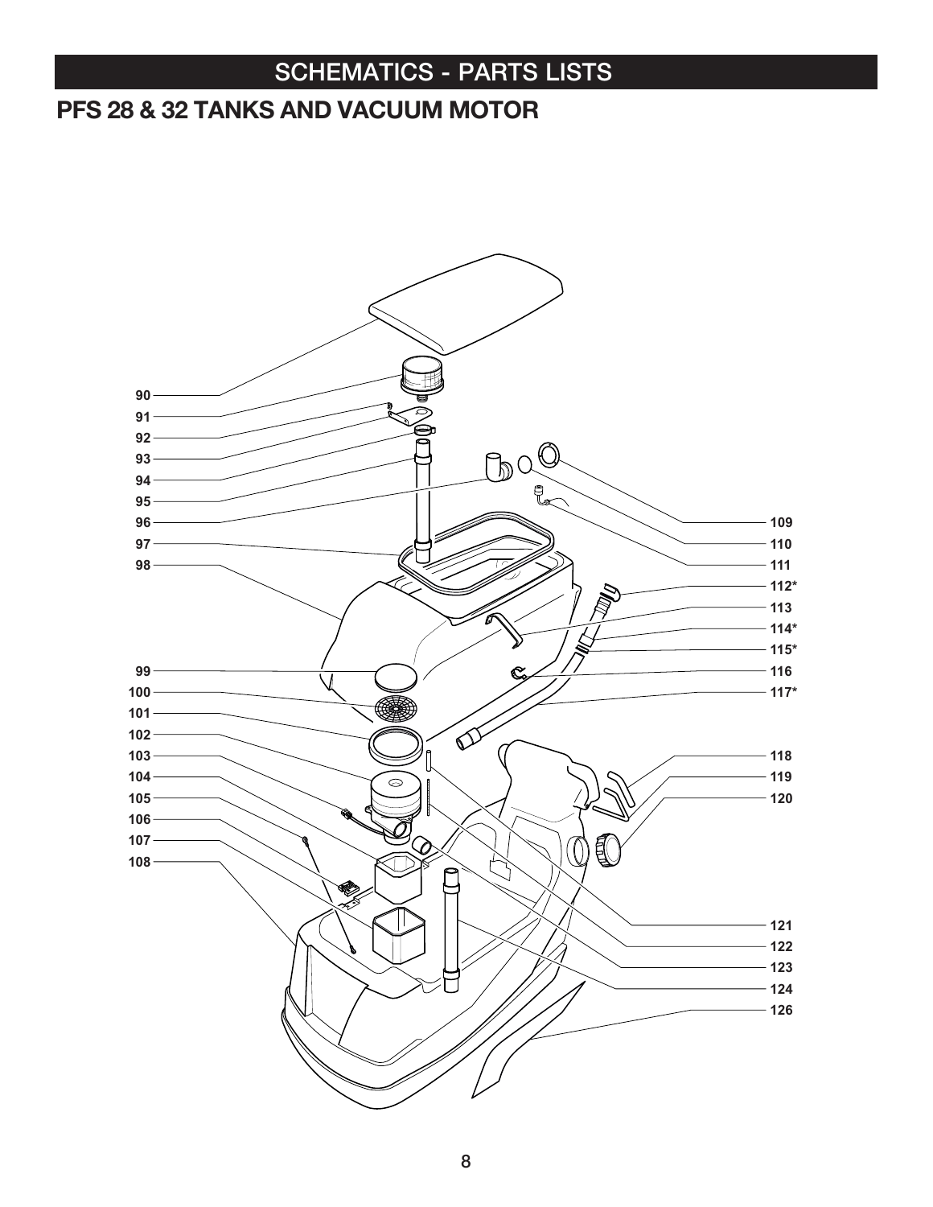## SCHEMATICS - PARTS LISTS

## PFS 28 & 32 TANKS AND VACUUM MOTOR

90
91
92
93
94
95
96
97
98
99
100
101
102
103
104
105
106
107
108

109
110
111
112*
113
114*
115*
116
117*
118
119
120
121
122
123
124
126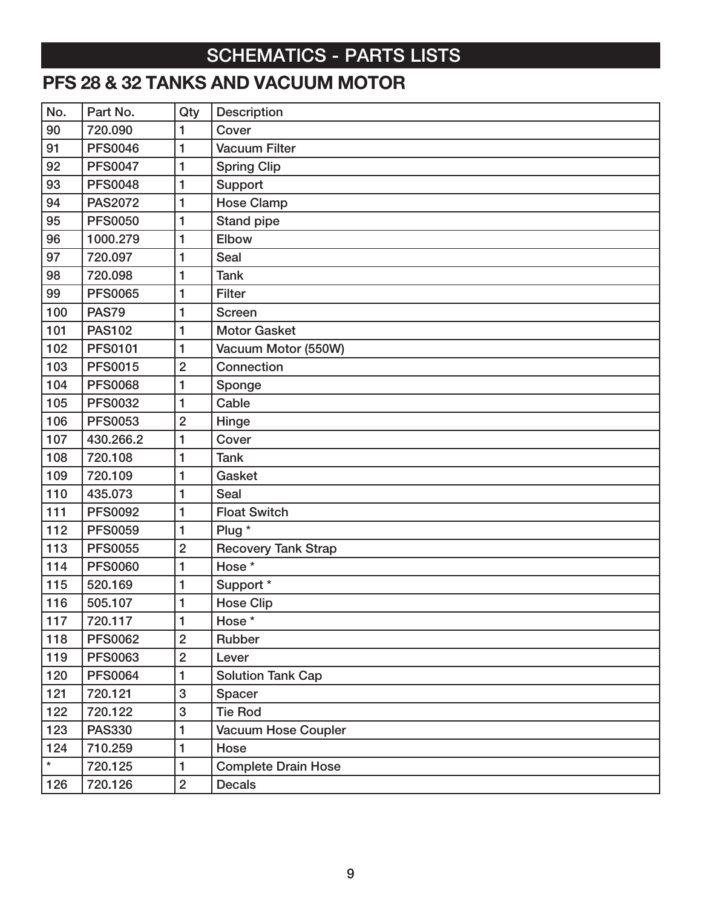# SCHEMATICS - PARTS LISTS

## PFS 28 & 32 TANKS AND VACUUM MOTOR

| No. | Part No. | Qty | Description |
|---|---|---|---|
| 90 | 720.090 | 1 | Cover |
| 91 | PFS0046 | 1 | Vacuum Filter |
| 92 | PFS0047 | 1 | Spring Clip |
| 93 | PFS0048 | 1 | Support |
| 94 | PAS2072 | 1 | Hose Clamp |
| 95 | PFS0050 | 1 | Stand pipe |
| 96 | 1000.279 | 1 | Elbow |
| 97 | 720.097 | 1 | Seal |
| 98 | 720.098 | 1 | Tank |
| 99 | PFS0065 | 1 | Filter |
| 100 | PAS79 | 1 | Screen |
| 101 | PAS102 | 1 | Motor Gasket |
| 102 | PFS0101 | 1 | Vacuum Motor (550W) |
| 103 | PFS0015 | 2 | Connection |
| 104 | PFS0068 | 1 | Sponge |
| 105 | PFS0032 | 1 | Cable |
| 106 | PFS0053 | 2 | Hinge |
| 107 | 430.266.2 | 1 | Cover |
| 108 | 720.108 | 1 | Tank |
| 109 | 720.109 | 1 | Gasket |
| 110 | 435.073 | 1 | Seal |
| 111 | PFS0092 | 1 | Float Switch |
| 112 | PFS0059 | 1 | Plug * |
| 113 | PFS0055 | 2 | Recovery Tank Strap |
| 114 | PFS0060 | 1 | Hose * |
| 115 | 520.169 | 1 | Support * |
| 116 | 505.107 | 1 | Hose Clip |
| 117 | 720.117 | 1 | Hose * |
| 118 | PFS0062 | 2 | Rubber |
| 119 | PFS0063 | 2 | Lever |
| 120 | PFS0064 | 1 | Solution Tank Cap |
| 121 | 720.121 | 3 | Spacer |
| 122 | 720.122 | 3 | Tie Rod |
| 123 | PAS330 | 1 | Vacuum Hose Coupler |
| 124 | 710.259 | 1 | Hose |
| * | 720.125 | 1 | Complete Drain Hose |
| 126 | 720.126 | 2 | Decals |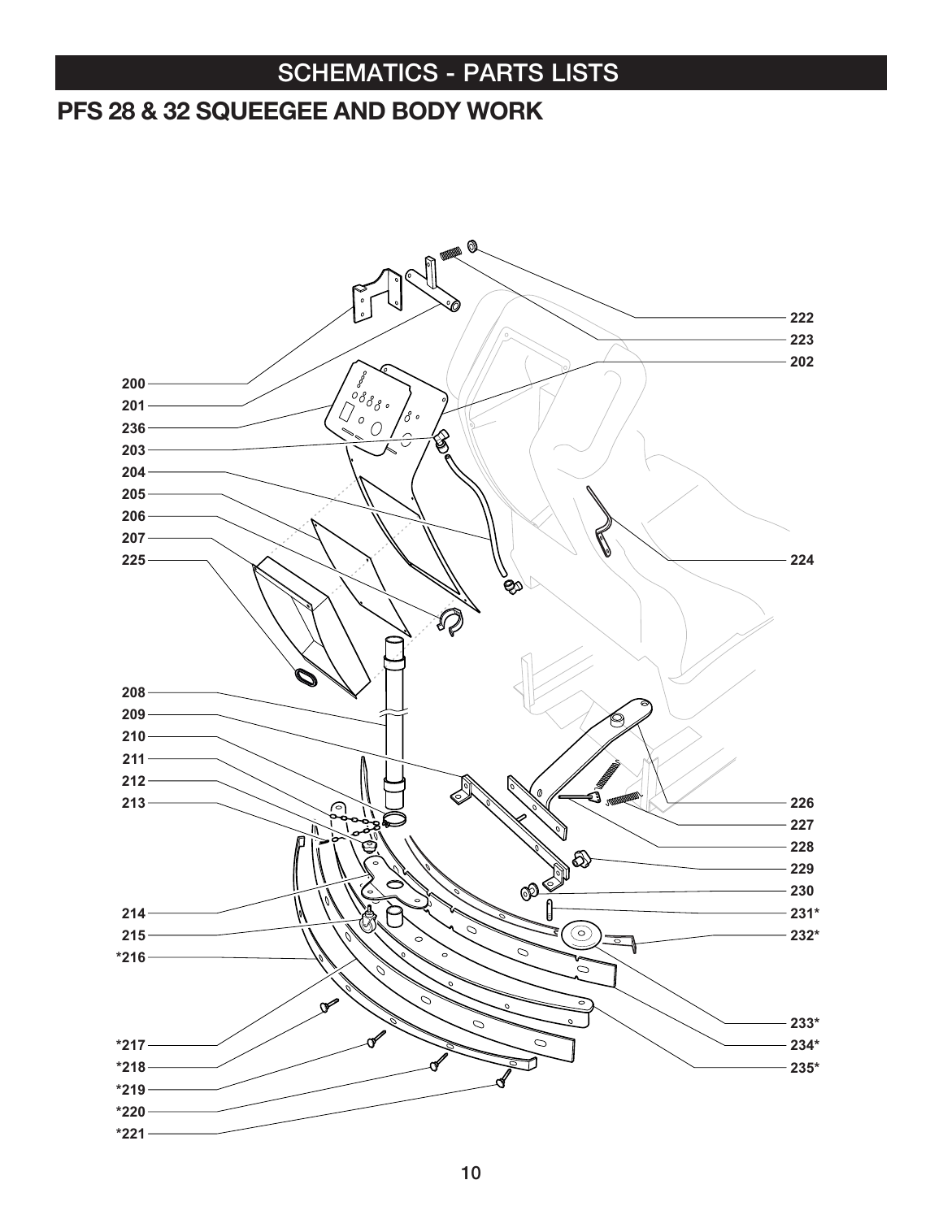## SCHEMATICS - PARTS LISTS

# PFS 28 & 32 SQUEEGEE AND BODY WORK

200
201
236
203
204
205
206
207
225
208
209
210
211
212
213
214
215
*216
*217
*218
*219
*220
*221

222
223
202
224
226
227
228
229
230
231*
232*
233*
234*
235*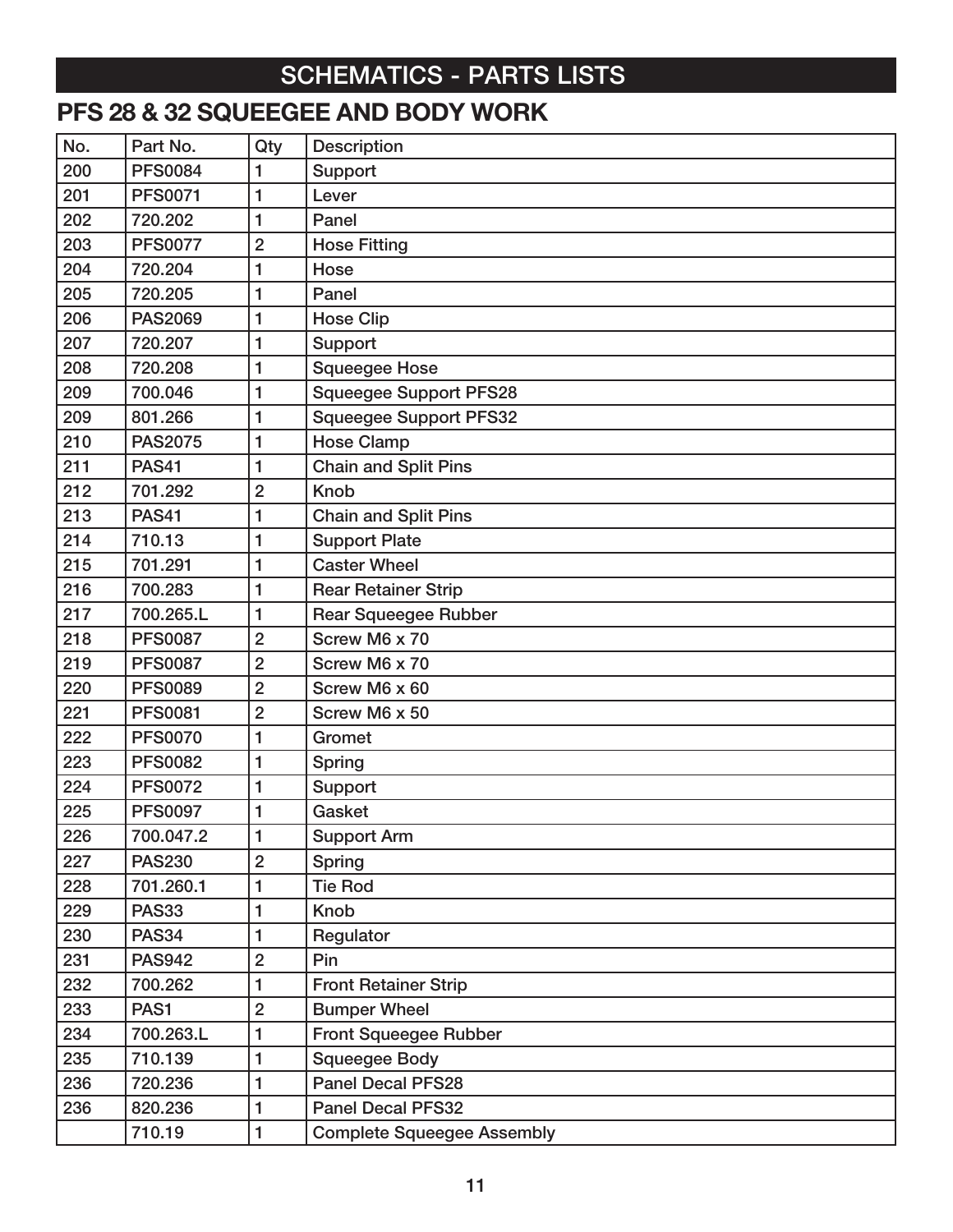# SCHEMATICS - PARTS LISTS

## PFS 28 & 32 SQUEEGEE AND BODY WORK

| No. | Part No. | Qty | Description |
|---|---|---|---|
| 200 | PFS0084 | 1 | Support |
| 201 | PFS0071 | 1 | Lever |
| 202 | 720.202 | 1 | Panel |
| 203 | PFS0077 | 2 | Hose Fitting |
| 204 | 720.204 | 1 | Hose |
| 205 | 720.205 | 1 | Panel |
| 206 | PAS2069 | 1 | Hose Clip |
| 207 | 720.207 | 1 | Support |
| 208 | 720.208 | 1 | Squeegee Hose |
| 209 | 700.046 | 1 | Squeegee Support PFS28 |
| 209 | 801.266 | 1 | Squeegee Support PFS32 |
| 210 | PAS2075 | 1 | Hose Clamp |
| 211 | PAS41 | 1 | Chain and Split Pins |
| 212 | 701.292 | 2 | Knob |
| 213 | PAS41 | 1 | Chain and Split Pins |
| 214 | 710.13 | 1 | Support Plate |
| 215 | 701.291 | 1 | Caster Wheel |
| 216 | 700.283 | 1 | Rear Retainer Strip |
| 217 | 700.265.L | 1 | Rear Squeegee Rubber |
| 218 | PFS0087 | 2 | Screw M6 x 70 |
| 219 | PFS0087 | 2 | Screw M6 x 70 |
| 220 | PFS0089 | 2 | Screw M6 x 60 |
| 221 | PFS0081 | 2 | Screw M6 x 50 |
| 222 | PFS0070 | 1 | Gromet |
| 223 | PFS0082 | 1 | Spring |
| 224 | PFS0072 | 1 | Support |
| 225 | PFS0097 | 1 | Gasket |
| 226 | 700.047.2 | 1 | Support Arm |
| 227 | PAS230 | 2 | Spring |
| 228 | 701.260.1 | 1 | Tie Rod |
| 229 | PAS33 | 1 | Knob |
| 230 | PAS34 | 1 | Regulator |
| 231 | PAS942 | 2 | Pin |
| 232 | 700.262 | 1 | Front Retainer Strip |
| 233 | PAS1 | 2 | Bumper Wheel |
| 234 | 700.263.L | 1 | Front Squeegee Rubber |
| 235 | 710.139 | 1 | Squeegee Body |
| 236 | 720.236 | 1 | Panel Decal PFS28 |
| 236 | 820.236 | 1 | Panel Decal PFS32 |
| | 710.19 | 1 | Complete Squeegee Assembly |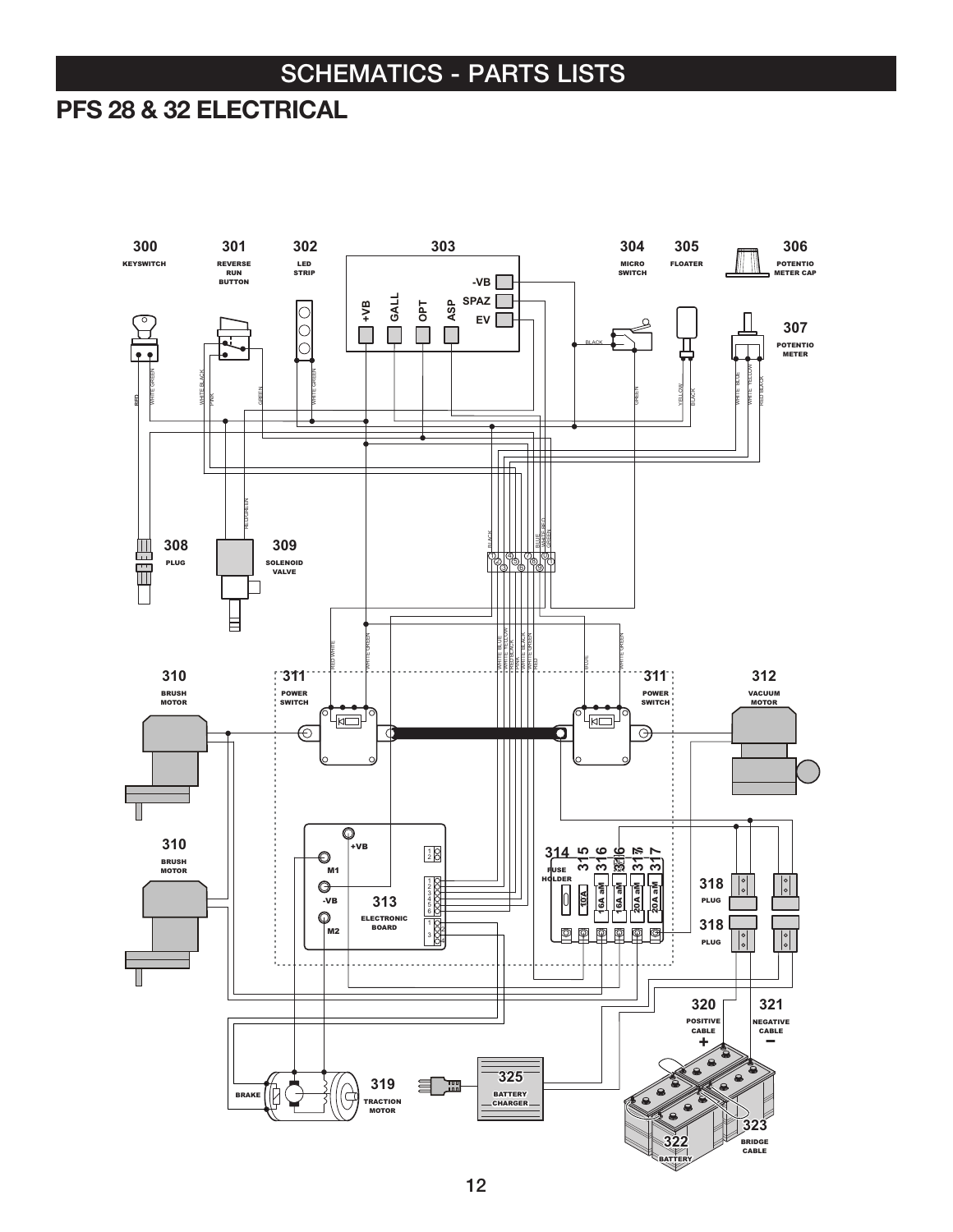# SCHEMATICS - PARTS LISTS

## PFS 28 & 32 ELECTRICAL

300 KEYSWITCH

301 REVERSE RUN BUTTON

302 LED STRIP

303 -VB, SPAZ, EV, +VB, GALL, OPT, ASP

304 MICRO SWITCH

305 FLOATER

306 POTENTIO METER CAP

307 POTENTIO METER

308 PLUG

309 SOLENOID VALVE

310 BRUSH MOTOR

311 POWER SWITCH

312 VACUUM MOTOR

313 ELECTRONIC BOARD (+VB, M1, -VB, M2)

314 FUSE HOLDER

315 10A

316 16A aM

317 20A aM

318 PLUG

319 TRACTION MOTOR (BRAKE)

320 POSITIVE CABLE +

321 NEGATIVE CABLE −

322 BATTERY

323 BRIDGE CABLE

325 BATTERY CHARGER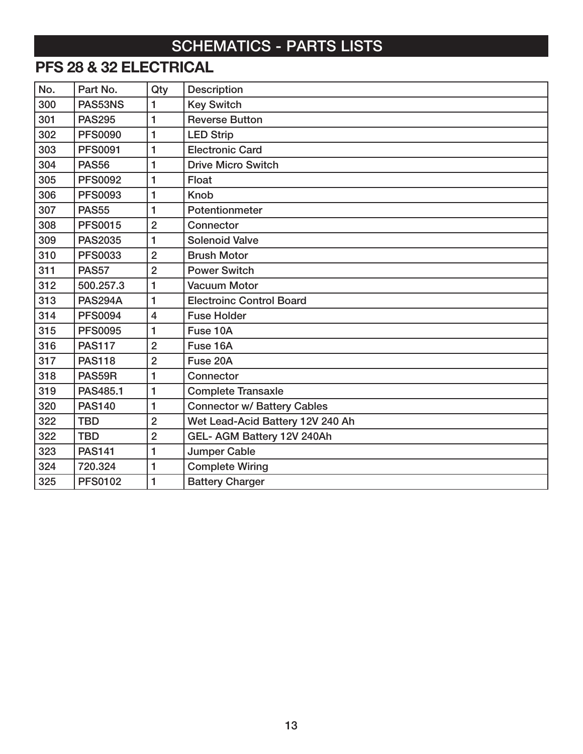# SCHEMATICS - PARTS LISTS

## PFS 28 & 32 ELECTRICAL

| No. | Part No. | Qty | Description |
|---|---|---|---|
| 300 | PAS53NS | 1 | Key Switch |
| 301 | PAS295 | 1 | Reverse Button |
| 302 | PFS0090 | 1 | LED Strip |
| 303 | PFS0091 | 1 | Electronic Card |
| 304 | PAS56 | 1 | Drive Micro Switch |
| 305 | PFS0092 | 1 | Float |
| 306 | PFS0093 | 1 | Knob |
| 307 | PAS55 | 1 | Potentionmeter |
| 308 | PFS0015 | 2 | Connector |
| 309 | PAS2035 | 1 | Solenoid Valve |
| 310 | PFS0033 | 2 | Brush Motor |
| 311 | PAS57 | 2 | Power Switch |
| 312 | 500.257.3 | 1 | Vacuum Motor |
| 313 | PAS294A | 1 | Electroinc Control Board |
| 314 | PFS0094 | 4 | Fuse Holder |
| 315 | PFS0095 | 1 | Fuse 10A |
| 316 | PAS117 | 2 | Fuse 16A |
| 317 | PAS118 | 2 | Fuse 20A |
| 318 | PAS59R | 1 | Connector |
| 319 | PAS485.1 | 1 | Complete Transaxle |
| 320 | PAS140 | 1 | Connector w/ Battery Cables |
| 322 | TBD | 2 | Wet Lead-Acid Battery 12V 240 Ah |
| 322 | TBD | 2 | GEL- AGM Battery 12V 240Ah |
| 323 | PAS141 | 1 | Jumper Cable |
| 324 | 720.324 | 1 | Complete Wiring |
| 325 | PFS0102 | 1 | Battery Charger |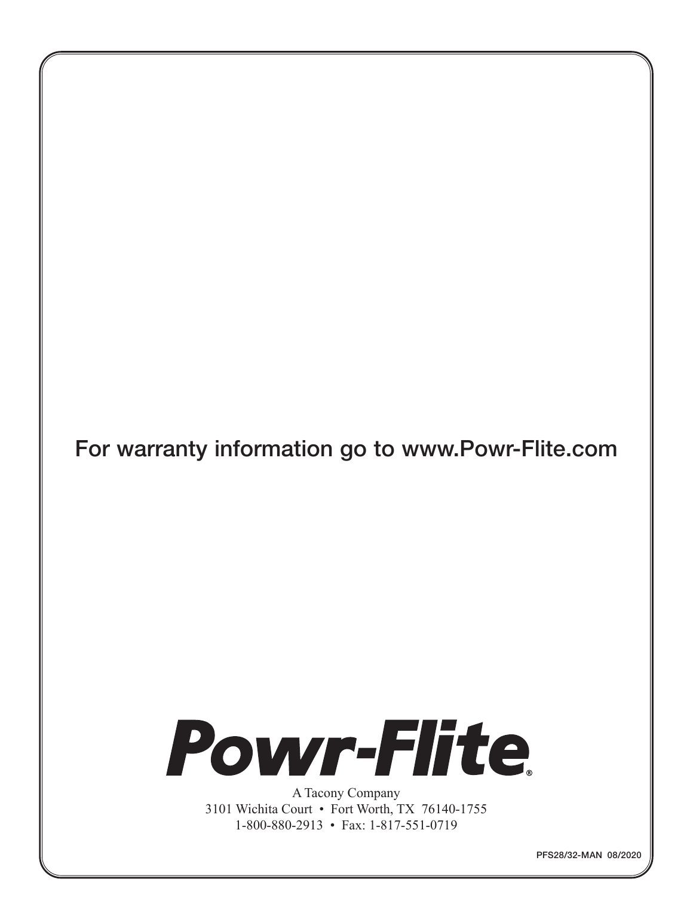**For warranty information go to www.Powr-Flite.com**

**Powr-Flite®**

A Tacony Company

3101 Wichita Court • Fort Worth, TX 76140-1755

1-800-880-2913 • Fax: 1-817-551-0719

PFS28/32-MAN 08/2020